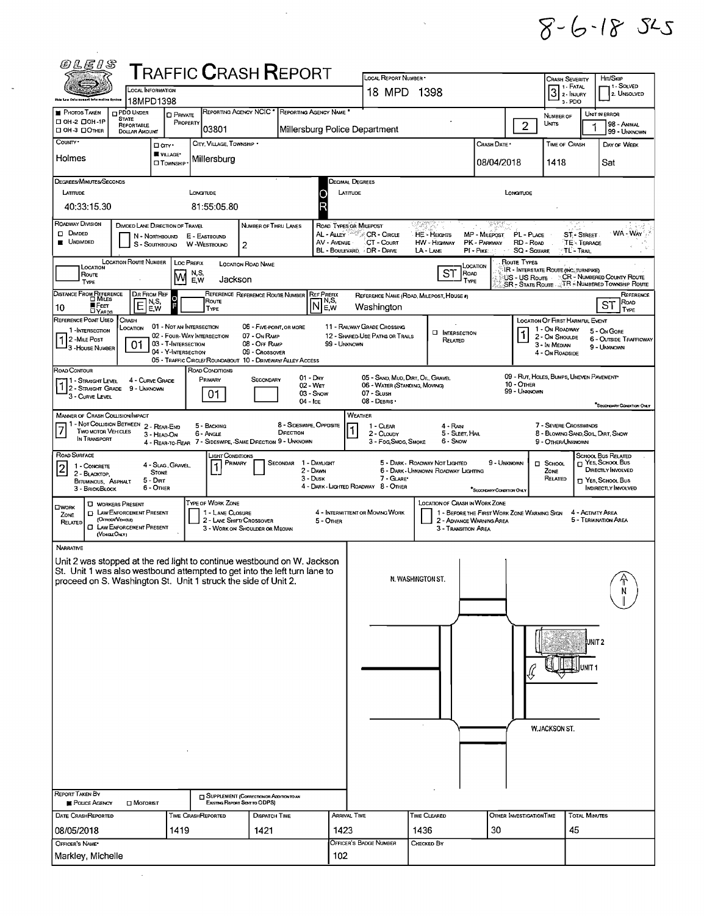8-6-18 SLS

# TRAFFIC CRASH REPORT

| Field | Value |
|---|---|
| Local Information | 18MPD1398 |
| Local Report Number | 18 MPD 1398 |
| Crash Severity | 3 (1 - Fatal, 2 - Injury, 3 - PDO) |
| Hit/Skip | 1 - Solved, 2 - Unsolved |
| Photos Taken | ■ |
| Reporting Agency NCIC | 03801 |
| Reporting Agency Name | Millersburg Police Department |
| Number of Units | 2 |
| Unit in Error | 1 (98 - Animal, 99 - Unknown) |
| County | Holmes |
| City, Village, Township | Village: Millersburg |
| Crash Date | 08/04/2018 |
| Time of Crash | 1418 |
| Day of Week | Sat |

**Degrees/Minutes/Seconds**

| Latitude | Longitude |
|---|---|
| 40:33:15.30 | 81:55:05.80 |

| Field | Value |
|---|---|
| Roadway Division | ■ Undivided |
| Number of Thru Lanes | 2 |
| Location Route Number | |
| Loc Prefix | W |
| Location Road Name | Jackson |
| Location Road Type | ST |
| Distance From Reference | 10 ■ Feet |
| Dir From Ref | E |
| Ref Prefix | N |
| Reference Name | Washington |
| Reference Road Type | ST |
| Reference Point Used | 1 - Intersection |
| Crash Location | 01 - Not an Intersection |
| Location of First Harmful Event | 1 - On Roadway |
| Road Contour | 1 - Straight Level |
| Road Conditions (Primary) | 01 - Dry |
| Manner of Crash Collision/Impact | 7 - Sideswipe, Same Direction |
| Weather | 1 - Clear |
| Road Surface | 2 - Blacktop, Bituminous, Asphalt |
| Light Conditions (Primary) | 1 - Daylight |

## Narrative

Unit 2 was stopped at the red light to continue westbound on W. Jackson St. Unit 1 was also westbound attempted to get into the left turn lane to proceed on S. Washington St. Unit 1 struck the side of Unit 2.

Diagram labels: N. WASHINGTON ST., W. JACKSON ST., UNIT 2, UNIT 1, N

| Field | Value |
|---|---|
| Report Taken By | ■ Police Agency |
| Date Crash Reported | 08/05/2018 |
| Time Crash Reported | 1419 |
| Dispatch Time | 1421 |
| Arrival Time | 1423 |
| Time Cleared | 1436 |
| Other Investigation Time | 30 |
| Total Minutes | 45 |
| Officer's Name | Markley, Michelle |
| Officer's Badge Number | 102 |
| Checked By | |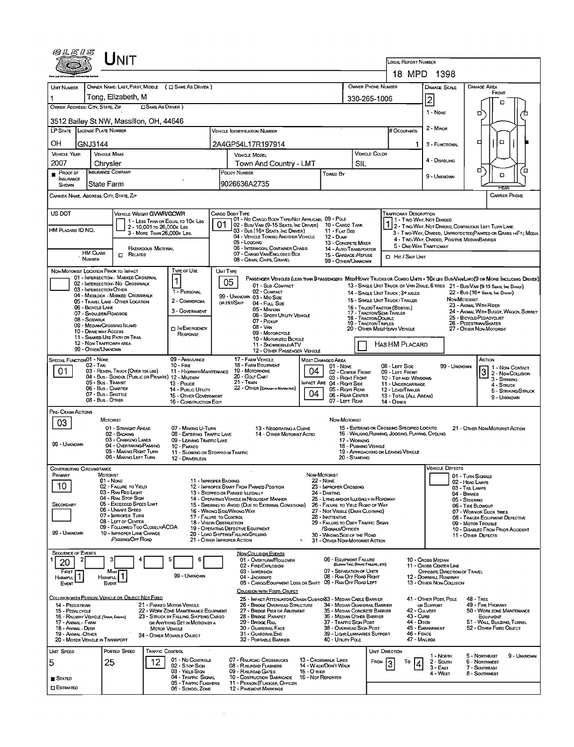# UNIT

**LOCAL REPORT NUMBER:** 18 MPD 1398

| UNIT NUMBER | OWNER NAME: LAST, FIRST, MIDDLE ( ☐ SAME AS DRIVER ) | OWNER PHONE NUMBER | DAMAGE SCALE | DAMAGE AREA |
|---|---|---|---|---|
| 1 | Tong, Elizabeth, M | 330-265-1006 | 2 | FRONT |

OWNER ADDRESS: CITY, STATE, ZIP ☐ SAME AS DRIVER )

3512 Bailey St NW, Massillon, OH, 44646

Damage Scale: 1 - NONE; 2 - MINOR; 3 - FUNCTIONAL; 4 - DISABLING; 9 - UNKNOWN

| LP STATE | LICENSE PLATE NUMBER | VEHICLE IDENTIFICATION NUMBER | # OCCUPANTS |
|---|---|---|---|
| OH | GNJ3144 | 2A4GP54L17R197914 | 1 |

| VEHICLE YEAR | VEHICLE MAKE | VEHICLE MODEL | VEHICLE COLOR |
|---|---|---|---|
| 2007 | Chrysler | Town And Country - LMT | SIL |

| ■ PROOF OF INSURANCE SHOWN | INSURANCE COMPANY | POLICY NUMBER | TOWED BY |
|---|---|---|---|
| | State Farm | 9026636A2735 | |

CARRIER NAME, ADDRESS, CITY, STATE, ZIP — CARRIER PHONE

US DOT

VEHICLE WEIGHT GVWR/GCWR: 1 - LESS THAN OR EQUAL TO 10K LBS; 2 - 10,001 TO 26,000K LBS; 3 - MORE THAN 26,000K LBS.

HM PLACARD ID NO.

HM CLASS NUMBER — HAZARDOUS MATERIAL ☐ RELATED

CARGO BODY TYPE: **01** — 01 - NO CARGO BODY TYPE/NOT APPLICABLE; 02 - BUS/VAN (9-15 SEATS, INC DRIVER); 03 - BUS (16+ SEATS, INC DRIVER); 04 - VEHICLE TOWING ANOTHER VEHICLE; 05 - LOGGING; 06 - INTERMODAL CONTAINER CHASIS; 07 - CARGO VAN/ENCLOSED BOX; 08 - GRAIN, CHIPS, GRAVEL; 09 - POLE; 10 - CARGO TANK; 11 - FLAT BED; 12 - DUMP; 13 - CONCRETE MIXER; 14 - AUTO TRANSPORTER; 15 - GARBAGE /REFUSE; 99 - OTHER/UNKNOWN

TRAFFICWAY DESCRIPTION: **1** — 1 - TWO-WAY, NOT DIVIDED; 2 - TWO-WAY, NOT DIVIDED, CONTINUOUS LEFT TURN LANE; 3 - TWO-WAY, DIVIDED, UNPROTECTED(PAINTED OR GRASS >4FT.) MEDIA; 4 - TWO-WAY, DIVIDED, POSITIVE MEDIANBARRIER; 5 - ONE-WAY TRAFFICWAY

☐ HIT / SKIP UNIT

NON-MOTORIST LOCATION PRIOR TO IMPACT: 01 - INTERSECTION - MARKED CROSSWAL; 02 - INTERSECTION - NO CROSSWALK; 03 - INTERSECTION OTHER; 04 - MIDBLOCK - MARKED CROSSWALK; 05 - TRAVEL LANE - OTHER LOCATION; 06 - BICYCLE LANE; 07 - SHOULDER/ROADSIDE; 08 - SIDEWALK; 09 - MEDIAN/CROSSING ISLAND; 10 - DRIVE WAY ACCESS; 11 - SHARED-USE PATH OR TRAIL; 12 - NON-TRAFFICWAY AREA; 99 - OTHER/UNKNOWN

TYPE OF USE: **1** — 1 - PERSONAL; 2 - COMMERCIAL; 3 - GOVERNMENT; ☐ IN EMERGENCY RESPONSE

UNIT TYPE: **05** — PASSENGER VEHICLES (LESS THAN 9 PASSENGERS MED/HEAVY TRUCKS OR COMBO UNITS > 10K LBS BUS/VAN/LIMO(9 OR MORE INCLUDING DRIVER): 01 - SUB-COMPACT; 02 - COMPACT; 99 - UNKNOWN 03 - MID SIZE; OR HIT/SKIP 04 - FULL SIZE; 05 - MINIVAN; 06 - SPORT UTILITY VEHICLE; 07 - PICKUP; 08 - VAN; 09 - MOTORCYCLE; 10 - MOTORIZED BICYCLE; 11 - SNOWMOBILE/ATV; 12 - OTHER PASSENGER VEHICLE; 13 - SINGLE UNIT TRUCK OR VAN 2AXLE, 6 TIRES; 14 - SINGLE UNIT TRUCK; 3+ AXLES; 15 - SINGLE UNIT TRUCK / TRAILER; 16 - TRUCK/TRACTOR (BOBTAIL); 17 - TRACTOR/SEMI-TRAILER; 18 - TRACTOR/DOUBLE; 19 - TRACTOR/TRIPLES; 20 - OTHER MED/HEAVY VEHICLE; 21 - BUS/VAN (9-15 SEATS, INC DRIVER); 22 - BUS (16+ SEATS, INC DRIVER); NON-MOTORIST: 23 - ANIMAL WITH RIDER; 24 - ANIMAL WITH BUGGY, WAGON, SURREY; 25 - BICYCLE/PEDACYCLIST; 26 - PEDESTRIAN/SKATER; 27 - OTHER NON-MOTORIST

☐ HAS HM PLACARD

SPECIAL FUNCTION: **01** — 01 - NONE; 02 - TAXI; 03 - RENTAL TRUCK (OVER 10K LBS); 04 - BUS - SCHOOL (PUBLIC OR PRIVATE); 05 - BUS - TRANSIT; 06 - BUS - CHARTER; 07 - BUS - SHUTTLE; 08 - BUS - OTHER; 09 - AMBULANCE; 10 - FIRE; 11 - HIGHWAY/MAINTENANCE; 12 - MILITARY; 13 - POLICE; 14 - PUBLIC UTILITY; 15 - OTHER GOVERNMENT; 16 - CONSTRUCTION EQIP.; 17 - FARM VEHICLE; 18 - FARM EQUIPMENT; 19 - MOTORHOME; 20 - GOLF CART; 21 - TRAIN; 22 - OTHER (EXPLAIN IN NARRATIVE)

MOST DAMAGED AREA: **04**; IMPACT ARE: **04** — 01 - NONE; 02 - CENTER FRONT; 03 - RIGHT FRONT; 04 - RIGHT SIDE; 05 - RIGHT REAR; 06 - REAR CENTER; 07 - LEFT REAR; 08 - LEFT SIDE; 09 - LEFT FRONT; 10 - TOP AND WINDOWS; 11 - UNDERCARRIAGE; 12 - LOAD/TRAILER; 13 - TOTAL (ALL AREAS); 14 - OTHER; 99 - UNKNOWN

ACTION: **3** — 1 - NON-CONTACT; 2 - NON-COLLISION; 3 - STRIKING; 4 - STRUCK; 5 - STRIKING/STRUCK; 9 - UNKNOWN

PRE-CRASH ACTIONS: **03** — MOTORIST: 01 - STRAIGHT AHEAD; 02 - BACKING; 03 - CHANGING LANES; 04 - OVERTAKING/PASSING; 05 - MAKING RIGHT TURN; 06 - MAKING LEFT TURN; 07 - MAKING U-TURN; 08 - ENTERING TRAFFIC LANE; 09 - LEAVING TRAFFIC LANE; 10 - PARKED; 11 - SLOWING OR STOPPED IN TRAFFIC; 12 - DRIVERLESS; 13 - NEGOTIATING A CURVE; 14 - OTHER MOTORIST ACTIO; 99 - UNKNOWN. NON-MOTORIST: 15 - ENTERING OR CROSSING SPECIFIED LOCATIO; 16 - WALKING, RUNNING, JOGGING, PLAYING, CYCLING; 17 - WORKING; 18 - PUSHING VEHICLE; 19 - APPROACHING OR LEAVING VEHICLE; 20 - STANDING; 21 - OTHER NON-MOTORIST ACTION

CONTRIBUTING CIRCUMSTANCE: PRIMARY **10**; SECONDARY (blank) — MOTORIST: 01 - NONE; 02 - FAILURE TO YIELD; 03 - RAN RED LIGHT; 04 - RAN STOP SIGN; 05 - EXCEEDED SPEED LIMIT; 06 - UNSAFE SPEED; 07 - IMPROPER TURN; 08 - LEFT OF CENTER; 09 - FOLLOWED TOO CLOSELY/ACDA; 10 - IMPROPER LANE CHANGE /PASSING/OFF ROAD; 11 - IMPROPER BACKING; 12 - IMPROPER START FROM PARKED POSITION; 13 - STOPPED OR PARKED ILLEGALLY; 14 - OPERATING VEHICLE IN NEGLIGENT MANNER; 15 - SWERING TO AVOID (DUE TO EXTERNAL CONDITIONS); 16 - WRONG SIDE/WRONG WAY; 17 - FALURE TO CONTROL; 18 - VISION OBSTRUCTION; 19 - OPERATING DEFECTIVE EQUIPMENT; 20 - LOAD SHIFTING/FALLING/SPILLING; 21 - OTHER IMPROPER ACTION; 99 - UNKNOWN. NON-MOTORIST: 22 - NONE; 23 - IMPROPER CROSSING; 24 - DARTING; 25 - LYING AND/OR ILLEGALLY IN ROADWAY; 26 - FALURE TO YIELD RIGHT OF WAY; 27 - NOT VISIBLE (DARK CLOTHING); 28 - INATTENTIVE; 29 - FAILURE TO OBEY TRAFFIC SIGNS /SIGNALS/OFFICER; 30 - WRONG SIDE OF THE ROAD; 31 - OTHER NON-MOTORIST ACTION

VEHICLE DEFECTS: 01 - TURN SIGNALS; 02 - HEAD LAMPS; 03 - TAIL LAMPS; 04 - BRAKES; 05 - STEERING; 06 - TIRE BLOWOUT; 07 - WORN OR SLICK TIRES; 08 - TRAILER EQUIPMENT DEFECTIVE; 09 - MOTOR TROUBLE; 10 - DISABLED FROM PRIOR ACCIDENT; 11 - OTHER DEFECTS

SEQUENCE OF EVENTS: 1: **20**; 2–6: (blank); FIRST HARMFUL EVENT: **1**; MOST HARMFUL EVENT: **1**; 99 - UNKNOWN

NON-COLLISION EVENTS: 01 - OVERTURN/ROLLOVER; 02 - FIRE/EXPLOSION; 03 - IMMERSION; 04 - JACKKNIFE; 05 - CARGO/EQUIPMENT LOSS OR SHIFT; 06 - EQUIPMENT FAILURE (BLOWN TIRE, BRAKE FAILURE, ETC); 07 - SEPARATION OF UNITS; 08 - RAN OFF ROAD RIGHT; 09 - RAN OFF ROAD LEFT; 10 - CROSS MEDIAN; 11 - CROSS CENTER LINE OPPOSITE DIRECTION OF TRAVEL; 12 - DOWNHILL RUNAWAY; 13 - OTHER NON-COLLISION

COLLISION WITH PERSON, VEHICLE OR OBJECT NOT FIXED: 14 - PEDESTRIAN; 15 - PEDALCYCLE; 16 - RAILWAY VEHICLE (TRAIN, ENGINE); 17 - ANIMAL - FARM; 18 - ANIMAL - DEER; 19 - ANIMAL - OTHER; 20 - MOTOR VEHICLE IN TRANSPORT; 21 - PARKED MOTOR VEHICLE; 22 - WORK ZONE MAINTENANCE EQUIPMENT; 23 - STRUCK BY FALLING, SHIFTING CARGO OR ANYTHING SET IN MOTION BY A MOTOR VEHICLE; 24 - OTHER MOVABLE OBJECT

COLLISION WITH FIXED, OBJECT: 25 - IMPACT ATTENUATOR/CRASH CUSHION; 26 - BRIDGE OVERHEAD STRUCTURE; 27 - BRIDGE PIER OR ABUTMENT; 28 - BRIDGE PARAPET; 29 - BRIDGE RAIL; 30 - GUARDRAIL FACE; 31 - GUARDRAILEND; 32 - PORTABLE BARRIER; 33 - MEDIAN CABLE BARRIER; 34 - MEDIAN GUARDRAIL BARRIER; 35 - MEDIAN CONCRETE BARRIER; 36 - MEDIAN OTHER BARRIER; 37 - TRAFFIC SIGN POST; 38 - OVERHEAD SIGN POST; 39 - LIGHT/LUMINARIES SUPPORT; 40 - UTILITY POLE; 41 - OTHER POST, POLE OR SUPPORT; 42 - CULVERT; 43 - CURB; 44 - DITCH; 45 - EMBANKMENT; 46 - FENCE; 47 - MAILBOX; 48 - TREE; 49 - FIRE HYDRANT; 50 - WORK ZONE MAINTENANCE EQUIPMENT; 51 - WALL, BUILDING, TUNNEL; 52 - OTHER FIXED OBJECT

| UNIT SPEED | POSTED SPEED | TRAFFIC CONTROL | UNIT DIRECTION |
|---|---|---|---|
| 5 | 25 | 12 | FROM 3 TO 4 |

■ STATED ☐ ESTIMATED

TRAFFIC CONTROL: 01 - NO CONTROLS; 02 - STOP SIGN; 03 - YIELD SIGN; 04 - TRAFFIC SIGNAL; 05 - TRAFFIC FLASHERS; 06 - SCHOOL ZONE; 07 - RAILROAD CROSSBUCKS; 08 - RAILROAD FLASHERS; 09 - RAILROAD GATES; 10 - COSTRUCTION BARRICADE; 11 - PERSON (FLAGGER, OFFICER; 12 - PAVEMENT MARKINGS; 13 - CROSSWALK LINES; 14 - WALK/DON'T WALK; 15 - OTHER; 16 - NOT REPORTED

UNIT DIRECTION: 1 - NORTH; 2 - SOUTH; 3 - EAST; 4 - WEST; 5 - NORTHEAST; 6 - NORTHWEST; 7 - SOUTHEAST; 8 - SOUTHWEST; 9 - UNKNOWN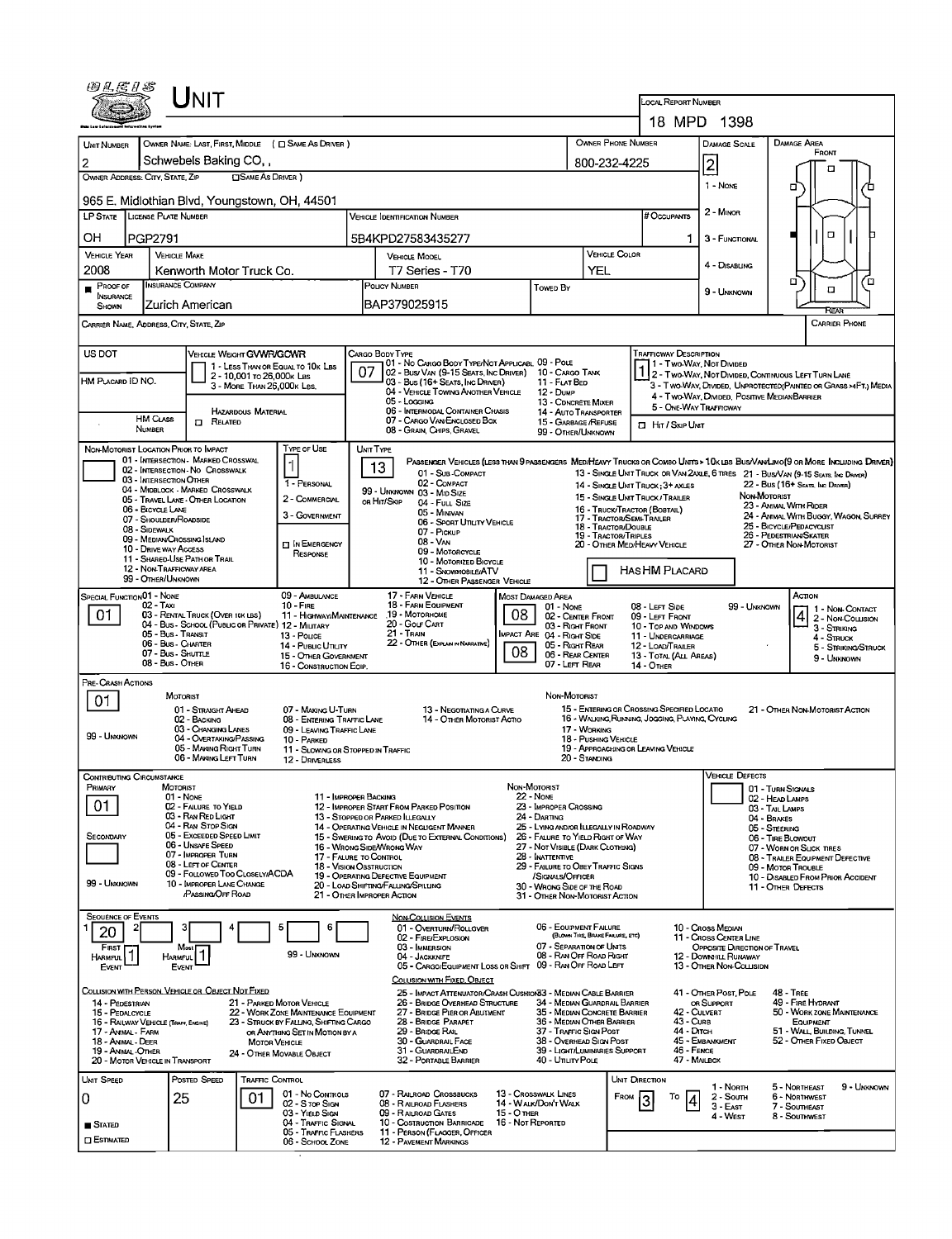# UNIT

**Local Report Number:** 18 MPD 1398

| Unit Number | Owner Name: Last, First, Middle ( ☐ Same as Driver ) | Owner Phone Number | Damage Scale | Damage Area |
|---|---|---|---|---|
| 2 | Schwebels Baking CO, , | 800-232-4225 | 2 | Front |

**Owner Address: City, State, Zip** ☐ Same as Driver )

965 E. Midlothian Blvd, Youngstown, OH, 44501

Damage Scale: 1 - None; 2 - Minor; 3 - Functional; 4 - Disabling; 9 - Unknown

| LP State | License Plate Number | Vehicle Identification Number | # Occupants |
|---|---|---|---|
| OH | PGP2791 | 5B4KPD27583435277 | 1 |

| Vehicle Year | Vehicle Make | Vehicle Model | Vehicle Color |
|---|---|---|---|
| 2008 | Kenworth Motor Truck Co. | T7 Series - T70 | YEL |

| Proof of Insurance Shown | Insurance Company | Policy Number | Towed By |
|---|---|---|---|
| ■ | Zurich American | BAP379025915 | |

Carrier Name, Address, City, State, Zip — Carrier Phone

**US DOT** — **Vehicle Weight GVWR/GCWR:** 1 - Less Than or Equal to 10k Lbs; 2 - 10,001 to 26,000k Lbs; 3 - More Than 26,000k Lbs.

HM Placard ID No. — HM Class Number — Hazardous Material ☐ Related

**Cargo Body Type:** 07
01 - No Cargo Body Type/Not Applicabl; 02 - Bus/Van (9-15 Seats, Inc Driver); 03 - Bus (16+ Seats, Inc Driver); 04 - Vehicle Towing Another Vehicle; 05 - Logging; 06 - Intermodal Container Chasis; 07 - Cargo Van/Enclosed Box; 08 - Grain, Chips, Gravel; 09 - Pole; 10 - Cargo Tank; 11 - Flat Bed; 12 - Dump; 13 - Concrete Mixer; 14 - Auto Transporter; 15 - Garbage /Refuse; 99 - Other/Unknown

**Trafficway Description:** 1
1 - Two-Way, Not Divided; 2 - Two-Way, Not Divided, Continuous Left Turn Lane; 3 - Two-Way, Divided, Unprotected(Painted or Grass >4Ft.) Media; 4 - Two-Way, Divided, Positive Median Barrier; 5 - One-Way Trafficway

☐ Hit / Skip Unit

**Non-Motorist Location Prior to Impact:**
01 - Intersection - Marked Crosswal; 02 - Intersection - No Crosswalk; 03 - Intersection Other; 04 - Midblock - Marked Crosswalk; 05 - Travel Lane - Other Location; 06 - Bicycle Lane; 07 - Shoulder/Roadside; 08 - Sidewalk; 09 - Median/Crossing Island; 10 - Drive way Access; 11 - Shared-Use Path or Trail; 12 - Non-Trafficway Area; 99 - Other/Unknown

**Type of Use:** 1
1 - Personal; 2 - Commercial; 3 - Government; ☐ In Emergency Response

**Unit Type:** 13
Passenger Vehicles (Less than 9 passengers): 01 - Sub-Compact; 02 - Compact; 99 - Unknown 03 - Mid Size; or Hit/Skip 04 - Full Size; 05 - Minivan; 06 - Sport Utility Vehicle; 07 - Pickup; 08 - Van; 09 - Motorcycle; 10 - Motorized Bicycle; 11 - Snowmobile/ATV; 12 - Other Passenger Vehicle
Med/Heavy Trucks or Combo Units > 10k lbs Bus/Van/Limo (9 or More Including Driver): 13 - Single Unit Truck or Van 2axle, 6 Tires; 14 - Single Unit Truck; 3+ Axles; 15 - Single Unit Truck / Trailer; 16 - Truck/Tractor (Bobtail); 17 - Tractor/Semi-Trailer; 18 - Tractor/Double; 19 - Tractor/Triples; 20 - Other Med/Heavy Vehicle; 21 - Bus/Van (9-15 Seats, Inc Driver); 22 - Bus (16+ Seats, Inc Driver)
Non-Motorist: 23 - Animal With Rider; 24 - Animal With Buggy, Wagon, Surrey; 25 - Bicycle/Pedacyclist; 26 - Pedestrian/Skater; 27 - Other Non-Motorist

Has HM Placard

**Special Function:** 01
01 - None; 02 - Taxi; 03 - Rental Truck (Over 10k lbs); 04 - Bus - School (Public or Private); 05 - Bus - Transit; 06 - Bus - Charter; 07 - Bus - Shuttle; 08 - Bus - Other; 09 - Ambulance; 10 - Fire; 11 - Highway/Maintenance; 12 - Military; 13 - Police; 14 - Public Utility; 15 - Other Government; 16 - Construction Eqip.; 17 - Farm Vehicle; 18 - Farm Equipment; 19 - Motorhome; 20 - Golf Cart; 21 - Train; 22 - Other (Explain in Narrative)

**Most Damaged Area:** 08 — **Impact Are:** 08
01 - None; 02 - Center Front; 03 - Right Front; 04 - Right Side; 05 - Right Rear; 06 - Rear Center; 07 - Left Rear; 08 - Left Side; 09 - Left Front; 10 - Top and Windows; 11 - Undercarriage; 12 - Load/Trailer; 13 - Total (All Areas); 14 - Other; 99 - Unknown

**Action:** 4
1 - Non-Contact; 2 - Non-Collision; 3 - Striking; 4 - Struck; 5 - Striking/Struck; 9 - Unknown

**Pre-Crash Actions:** 01
Motorist: 01 - Straight Ahead; 02 - Backing; 03 - Changing Lanes; 04 - Overtaking/Passing; 05 - Making Right Turn; 06 - Making Left Turn; 07 - Making U-Turn; 08 - Entering Traffic Lane; 09 - Leaving Traffic Lane; 10 - Parked; 11 - Slowing or Stopped in Traffic; 12 - Driverless; 13 - Negotiating a Curve; 14 - Other Motorist Actio; 99 - Unknown
Non-Motorist: 15 - Entering or Crossing Specified Locatio; 16 - Walking, Running, Jogging, Playing, Cycling; 17 - Working; 18 - Pushing Vehicle; 19 - Approaching or Leaving Vehicle; 20 - Standing; 21 - Other Non-Motorist Action

**Contributing Circumstance:** Primary: 01 — Secondary: (blank)
Motorist: 01 - None; 02 - Failure to Yield; 03 - Ran Red Light; 04 - Ran Stop Sign; 05 - Exceeded Speed Limit; 06 - Unsafe Speed; 07 - Improper Turn; 08 - Left of Center; 09 - Followed Too Closely/ACDA; 10 - Improper Lane Change /Passing/Off Road; 11 - Improper Backing; 12 - Improper Start From Parked Position; 13 - Stopped or Parked Illegally; 14 - Operating Vehicle in Negligent Manner; 15 - Swering to Avoid (Due to External Conditions); 16 - Wrong Side/Wrong Way; 17 - Failure to Control; 18 - Vision Obstruction; 19 - Operating Defective Equipment; 20 - Load Shifting/Falling/Spilling; 21 - Other Improper Action; 99 - Unknown
Non-Motorist: 22 - None; 23 - Improper Crossing; 24 - Darting; 25 - Lying and/or Illegally in Roadway; 26 - Failure to Yield Right of Way; 27 - Not Visible (Dark Clothing); 28 - Inattentive; 29 - Failure to Obey Traffic Signs /Signals/Officer; 30 - Wrong Side of the Road; 31 - Other Non-Motorist Action

**Vehicle Defects:** 01 - Turn Signals; 02 - Head Lamps; 03 - Tail Lamps; 04 - Brakes; 05 - Steering; 06 - Tire Blowout; 07 - Worn or Slick Tires; 08 - Trailer Equipment Defective; 09 - Motor Trouble; 10 - Disabled From Prior Accident; 11 - Other Defects

**Sequence of Events:** 1: 20; 2: ; 3: ; 4: ; 5: ; 6: — First Harmful Event: 1 — Most Harmful Event: 1 — 99 - Unknown

Non-Collision Events: 01 - Overturn/Rollover; 02 - Fire/Explosion; 03 - Immersion; 04 - Jackknife; 05 - Cargo/Equipment Loss or Shift; 06 - Equipment Failure (Blown Tire, Brake Failure, etc); 07 - Separation of Units; 08 - Ran Off Road Right; 09 - Ran Off Road Left; 10 - Cross Median; 11 - Cross Center Line Opposite Direction of Travel; 12 - Downhill Runaway; 13 - Other Non-Collision

Collision with Person, Vehicle or Object Not Fixed: 14 - Pedestrian; 15 - Pedalcycle; 16 - Railway Vehicle (Train, Engine); 17 - Animal - Farm; 18 - Animal - Deer; 19 - Animal Other; 20 - Motor Vehicle in Transport; 21 - Parked Motor Vehicle; 22 - Work Zone Maintenance Equipment; 23 - Struck by Falling, Shifting Cargo or Anything Set in Motion by a Motor Vehicle; 24 - Other Movable Object

Collision with Fixed, Object: 25 - Impact Attenuator/Crash Cushion; 26 - Bridge Overhead Structure; 27 - Bridge Pier or Abutment; 28 - Bridge Parapet; 29 - Bridge Rail; 30 - Guardrail Face; 31 - Guardrail End; 32 - Portable Barrier; 33 - Median Cable Barrier; 34 - Median Guardrail Barrier; 35 - Median Concrete Barrier; 36 - Median Other Barrier; 37 - Traffic Sign Post; 38 - Overhead Sign Post; 39 - Light/Luminaries Support; 40 - Utility Pole; 41 - Other Post, Pole or Support; 42 - Culvert; 43 - Curb; 44 - Ditch; 45 - Embankment; 46 - Fence; 47 - Mailbox; 48 - Tree; 49 - Fire Hydrant; 50 - Work Zone Maintenance Equipment; 51 - Wall, Building, Tunnel; 52 - Other Fixed Object

| Unit Speed | Posted Speed | Traffic Control | Unit Direction |
|---|---|---|---|
| 0 | 25 | 01 | From 3 To 4 |

■ Stated ☐ Estimated

Traffic Control: 01 - No Controls; 02 - Stop Sign; 03 - Yield Sign; 04 - Traffic Signal; 05 - Traffic Flashers; 06 - School Zone; 07 - Railroad Crossbucks; 08 - Railroad Flashers; 09 - Railroad Gates; 10 - Costruction Barricade; 11 - Person (Flagger, Officer; 12 - Pavement Markings; 13 - Crosswalk Lines; 14 - Walk/Don't Walk; 15 - Other; 16 - Not Reported

Unit Direction: 1 - North; 2 - South; 3 - East; 4 - West; 5 - Northeast; 6 - Northwest; 7 - Southeast; 8 - Southwest; 9 - Unknown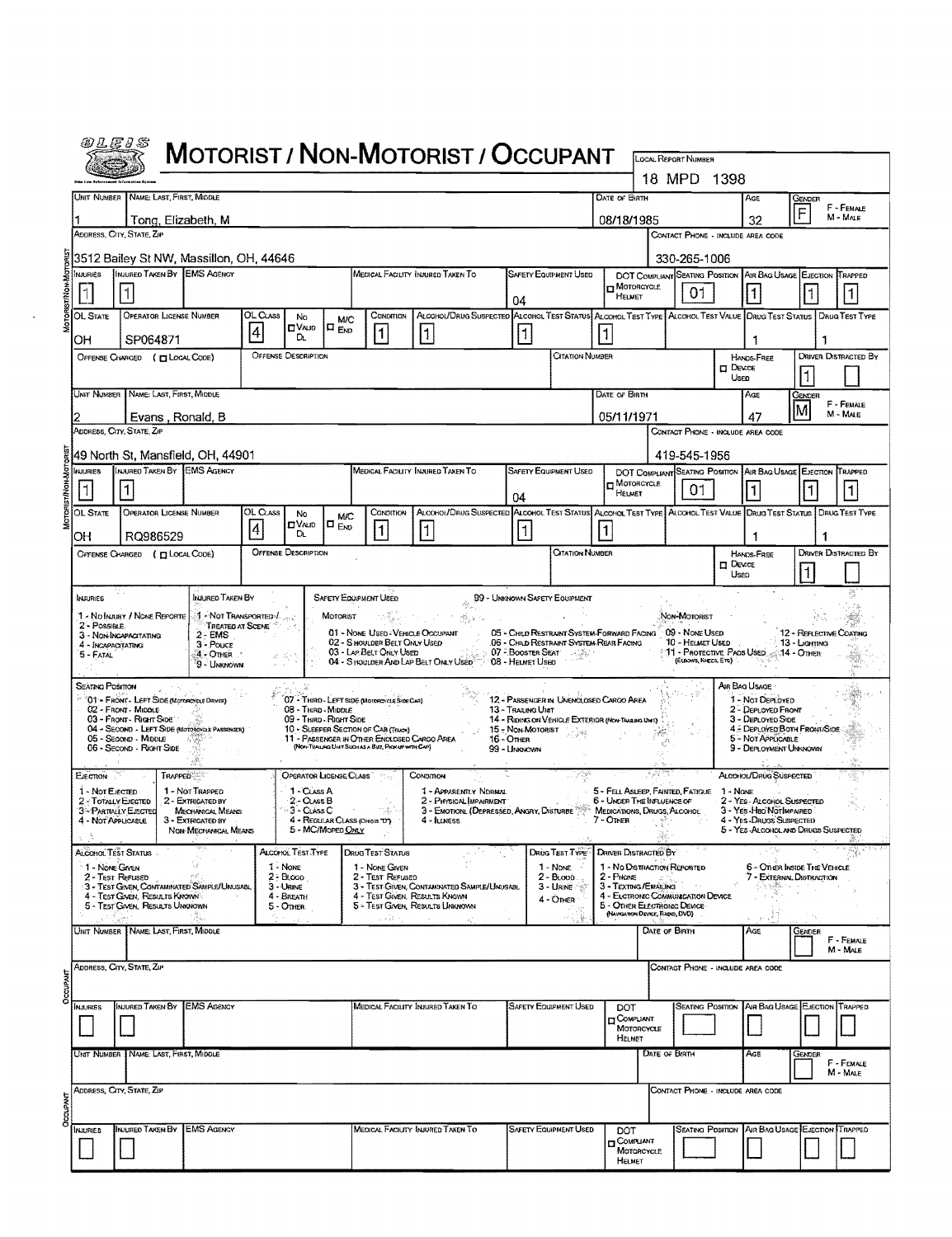# MOTORIST / NON-MOTORIST / OCCUPANT

OLEIS — Ohio Law Enforcement Information System

| LOCAL REPORT NUMBER |
| --- |
| 18 MPD 1398 |

## MOTORIST / NON-MOTORIST

| UNIT NUMBER | NAME: LAST, FIRST, MIDDLE | DATE OF BIRTH | AGE | GENDER (F - FEMALE, M - MALE) |
| --- | --- | --- | --- | --- |
| 1 | Tong, Elizabeth, M | 08/18/1985 | 32 | F |

| ADDRESS, CITY, STATE, ZIP | CONTACT PHONE - INCLUDE AREA CODE |
| --- | --- |
| 3512 Bailey St NW, Massillon, OH, 44646 | 330-265-1006 |

| INJURIES | INJURED TAKEN BY | EMS AGENCY | MEDICAL FACILITY INJURED TAKEN TO | SAFETY EQUIPMENT USED | DOT COMPLIANT MOTORCYCLE HELMET | SEATING POSITION | AIR BAG USAGE | EJECTION | TRAPPED |
| --- | --- | --- | --- | --- | --- | --- | --- | --- | --- |
| 1 | 1 | | | 04 | | 01 | 1 | 1 | 1 |

| OL STATE | OPERATOR LICENSE NUMBER | OL CLASS | NO VALID DL | M/C END | CONDITION | ALCOHOL/DRUG SUSPECTED | ALCOHOL TEST STATUS | ALCOHOL TEST TYPE | ALCOHOL TEST VALUE | DRUG TEST STATUS | DRUG TEST TYPE |
| --- | --- | --- | --- | --- | --- | --- | --- | --- | --- | --- | --- |
| OH | SP064871 | 4 | | | 1 | 1 | 1 | 1 | | 1 | 1 |

| OFFENSE CHARGED ( LOCAL CODE) | OFFENSE DESCRIPTION | CITATION NUMBER | HANDS-FREE DEVICE USED | DRIVER DISTRACTED BY |
| --- | --- | --- | --- | --- |
| | | | | 1 |

| UNIT NUMBER | NAME: LAST, FIRST, MIDDLE | DATE OF BIRTH | AGE | GENDER (F - FEMALE, M - MALE) |
| --- | --- | --- | --- | --- |
| 2 | Evans , Ronald, B | 05/11/1971 | 47 | M |

| ADDRESS, CITY, STATE, ZIP | CONTACT PHONE - INCLUDE AREA CODE |
| --- | --- |
| 49 North St, Mansfield, OH, 44901 | 419-545-1956 |

| INJURIES | INJURED TAKEN BY | EMS AGENCY | MEDICAL FACILITY INJURED TAKEN TO | SAFETY EQUIPMENT USED | DOT COMPLIANT MOTORCYCLE HELMET | SEATING POSITION | AIR BAG USAGE | EJECTION | TRAPPED |
| --- | --- | --- | --- | --- | --- | --- | --- | --- | --- |
| 1 | 1 | | | 04 | | 01 | 1 | 1 | 1 |

| OL STATE | OPERATOR LICENSE NUMBER | OL CLASS | NO VALID DL | M/C END | CONDITION | ALCOHOL/DRUG SUSPECTED | ALCOHOL TEST STATUS | ALCOHOL TEST TYPE | ALCOHOL TEST VALUE | DRUG TEST STATUS | DRUG TEST TYPE |
| --- | --- | --- | --- | --- | --- | --- | --- | --- | --- | --- | --- |
| OH | RQ986529 | 4 | | | 1 | 1 | 1 | 1 | | 1 | 1 |

| OFFENSE CHARGED ( LOCAL CODE) | OFFENSE DESCRIPTION | CITATION NUMBER | HANDS-FREE DEVICE USED | DRIVER DISTRACTED BY |
| --- | --- | --- | --- | --- |
| | | | | 1 |

## CODES

**INJURIES**
1 - No Injury / None Reported
2 - Possible
3 - Non-Incapacitating
4 - Incapacitating
5 - Fatal

**INJURED TAKEN BY**
1 - Not Transported / Treated at Scene
2 - EMS
3 - Police
4 - Other
9 - Unknown

**SAFETY EQUIPMENT USED**
99 - Unknown Safety Equipment

Motorist:
01 - None Used - Vehicle Occupant
02 - Shoulder Belt Only Used
03 - Lap Belt Only Used
04 - Shoulder and Lap Belt Only Used
05 - Child Restraint System-Forward Facing
06 - Child Restraint System-Rear Facing
07 - Booster Seat
08 - Helmet Used

Non-Motorist:
09 - None Used
10 - Helmet Used
11 - Protective Pads Used (Elbows, Knees, Etc)
12 - Reflective Coating
13 - Lighting
14 - Other

**SEATING POSITION**
01 - Front - Left Side (Motorcycle Driver)
02 - Front - Middle
03 - Front - Right Side
04 - Second - Left Side (Motorcycle Passenger)
05 - Second - Middle
06 - Second - Right Side
07 - Third - Left Side (Motorcycle Side Car)
08 - Third - Middle
09 - Third - Right Side
10 - Sleeper Section of Cab (Truck)
11 - Passenger in Other Enclosed Cargo Area (Non-Trailing Unit Such as a Bus, Pick-up with Cap)
12 - Passenger in Unenclosed Cargo Area
13 - Trailing Unit
14 - Riding on Vehicle Exterior (Non-Trailing Unit)
15 - Non-Motorist
16 - Other
99 - Unknown

**AIR BAG USAGE**
1 - Not Deployed
2 - Deployed Front
3 - Deployed Side
4 - Deployed Both Front/Side
5 - Not Applicable
9 - Deployment Unknown

**EJECTION**
1 - Not Ejected
2 - Totally Ejected
3 - Partially Ejected
4 - Not Applicable

**TRAPPED**
1 - Not Trapped
2 - Extricated by Mechanical Means
3 - Extricated by Non-Mechanical Means

**OPERATOR LICENSE CLASS**
1 - Class A
2 - Class B
3 - Class C
4 - Regular Class (Ohio is "D")
5 - MC/Moped Only

**CONDITION**
1 - Apparently Normal
2 - Physical Impairment
3 - Emotional (Depressed, Angry, Disturbed)
4 - Illness
5 - Fell Asleep, Fainted, Fatigue
6 - Under the Influence of Medications, Drugs, Alcohol
7 - Other

**ALCOHOL/DRUG SUSPECTED**
1 - None
2 - Yes - Alcohol Suspected
3 - Yes - HBD Not Impaired
4 - Yes - Drugs Suspected
5 - Yes - Alcohol and Drugs Suspected

**ALCOHOL TEST STATUS**
1 - None Given
2 - Test Refused
3 - Test Given, Contaminated Sample/Unusable
4 - Test Given, Results Known
5 - Test Given, Results Unknown

**ALCOHOL TEST TYPE**
1 - None
2 - Blood
3 - Urine
4 - Breath
5 - Other

**DRUG TEST STATUS**
1 - None Given
2 - Test Refused
3 - Test Given, Contaminated Sample/Unusable
4 - Test Given, Results Known
5 - Test Given, Results Unknown

**DRUG TEST TYPE**
1 - None
2 - Blood
3 - Urine
4 - Other

**DRIVER DISTRACTED BY**
1 - No Distraction Reported
2 - Phone
3 - Texting/Emailing
4 - Electronic Communication Device
5 - Other Electronic Device (Navigation Device, Radio, DVD)
6 - Other Inside the Vehicle
7 - External Distraction

## OCCUPANT

| UNIT NUMBER | NAME: LAST, FIRST, MIDDLE | DATE OF BIRTH | AGE | GENDER (F - FEMALE, M - MALE) |
| --- | --- | --- | --- | --- |
| | | | | |

| ADDRESS, CITY, STATE, ZIP | CONTACT PHONE - INCLUDE AREA CODE |
| --- | --- |
| | |

| INJURIES | INJURED TAKEN BY | EMS AGENCY | MEDICAL FACILITY INJURED TAKEN TO | SAFETY EQUIPMENT USED | DOT COMPLIANT MOTORCYCLE HELMET | SEATING POSITION | AIR BAG USAGE | EJECTION | TRAPPED |
| --- | --- | --- | --- | --- | --- | --- | --- | --- | --- |
| | | | | | | | | | |

## OCCUPANT

| UNIT NUMBER | NAME: LAST, FIRST, MIDDLE | DATE OF BIRTH | AGE | GENDER (F - FEMALE, M - MALE) |
| --- | --- | --- | --- | --- |
| | | | | |

| ADDRESS, CITY, STATE, ZIP | CONTACT PHONE - INCLUDE AREA CODE |
| --- | --- |
| | |

| INJURIES | INJURED TAKEN BY | EMS AGENCY | MEDICAL FACILITY INJURED TAKEN TO | SAFETY EQUIPMENT USED | DOT COMPLIANT MOTORCYCLE HELMET | SEATING POSITION | AIR BAG USAGE | EJECTION | TRAPPED |
| --- | --- | --- | --- | --- | --- | --- | --- | --- | --- |
| | | | | | | | | | |